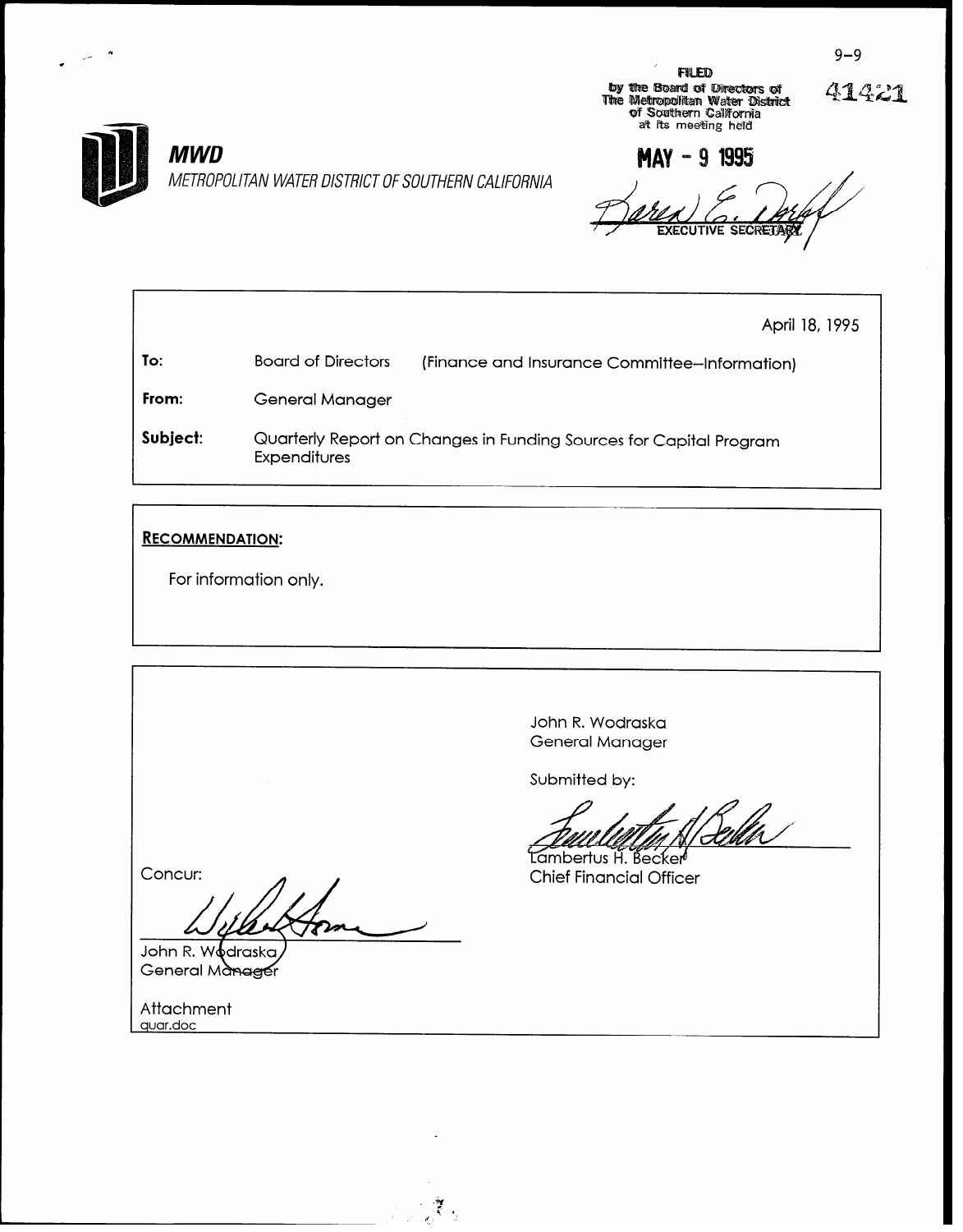9-9

FILED
by the Board of Directors of
The Metropolitan Water District
of Southern California
at its meeting held

41421

**MWD**
*METROPOLITAN WATER DISTRICT OF SOUTHERN CALIFORNIA*

**MAY - 9 1995**

EXECUTIVE SECRETARY

April 18, 1995

**To:** Board of Directors (Finance and Insurance Committee–Information)

**From:** General Manager

**Subject:** Quarterly Report on Changes in Funding Sources for Capital Program Expenditures

**RECOMMENDATION:**

For information only.

John R. Wodraska
General Manager

Submitted by:

Lambertus H. Becker
Chief Financial Officer

Concur:

John R. Wodraska
General Manager

Attachment
quar.doc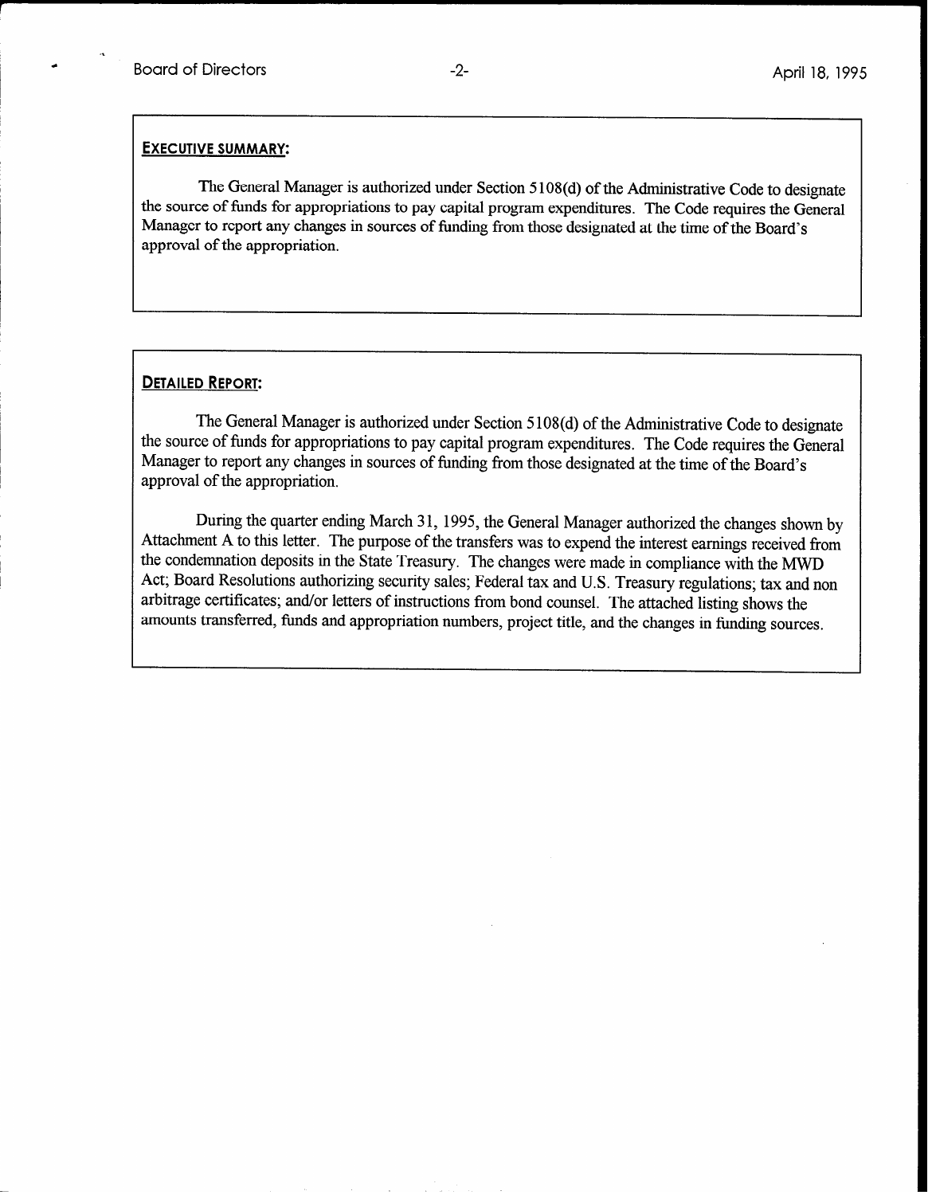**EXECUTIVE SUMMARY:**

The General Manager is authorized under Section 5108(d) of the Administrative Code to designate the source of funds for appropriations to pay capital program expenditures. The Code requires the General Manager to report any changes in sources of funding from those designated at the time of the Board's approval of the appropriation.

**DETAILED REPORT:**

The General Manager is authorized under Section 5108(d) of the Administrative Code to designate the source of funds for appropriations to pay capital program expenditures. The Code requires the General Manager to report any changes in sources of funding from those designated at the time of the Board's approval of the appropriation.

During the quarter ending March 31, 1995, the General Manager authorized the changes shown by Attachment A to this letter. The purpose of the transfers was to expend the interest earnings received from the condemnation deposits in the State Treasury. The changes were made in compliance with the MWD Act; Board Resolutions authorizing security sales; Federal tax and U.S. Treasury regulations; tax and non arbitrage certificates; and/or letters of instructions from bond counsel. The attached listing shows the amounts transferred, funds and appropriation numbers, project title, and the changes in funding sources.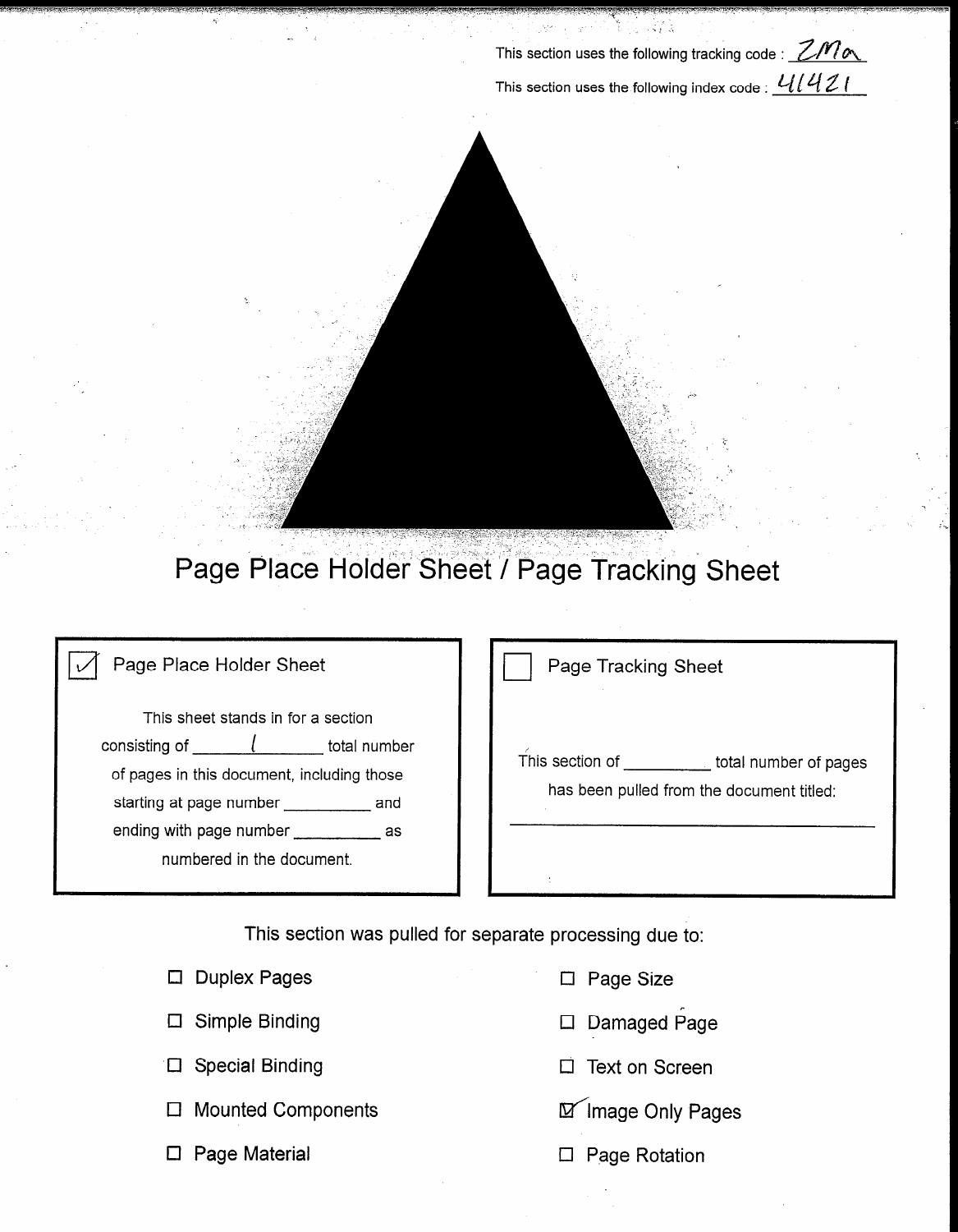This section uses the following tracking code : ZMa

This section uses the following index code : 41421

# Page Place Holder Sheet / Page Tracking Sheet

☑ Page Place Holder Sheet

This sheet stands in for a section consisting of 1 total number of pages in this document, including those starting at page number __________ and ending with page number __________ as numbered in the document.

☐ Page Tracking Sheet

This section of __________ total number of pages has been pulled from the document titled:

______________________________

This section was pulled for separate processing due to:

- ☐ Duplex Pages
- ☐ Simple Binding
- ☐ Special Binding
- ☐ Mounted Components
- ☐ Page Material
- ☐ Page Size
- ☐ Damaged Page
- ☐ Text on Screen
- ☑ Image Only Pages
- ☐ Page Rotation